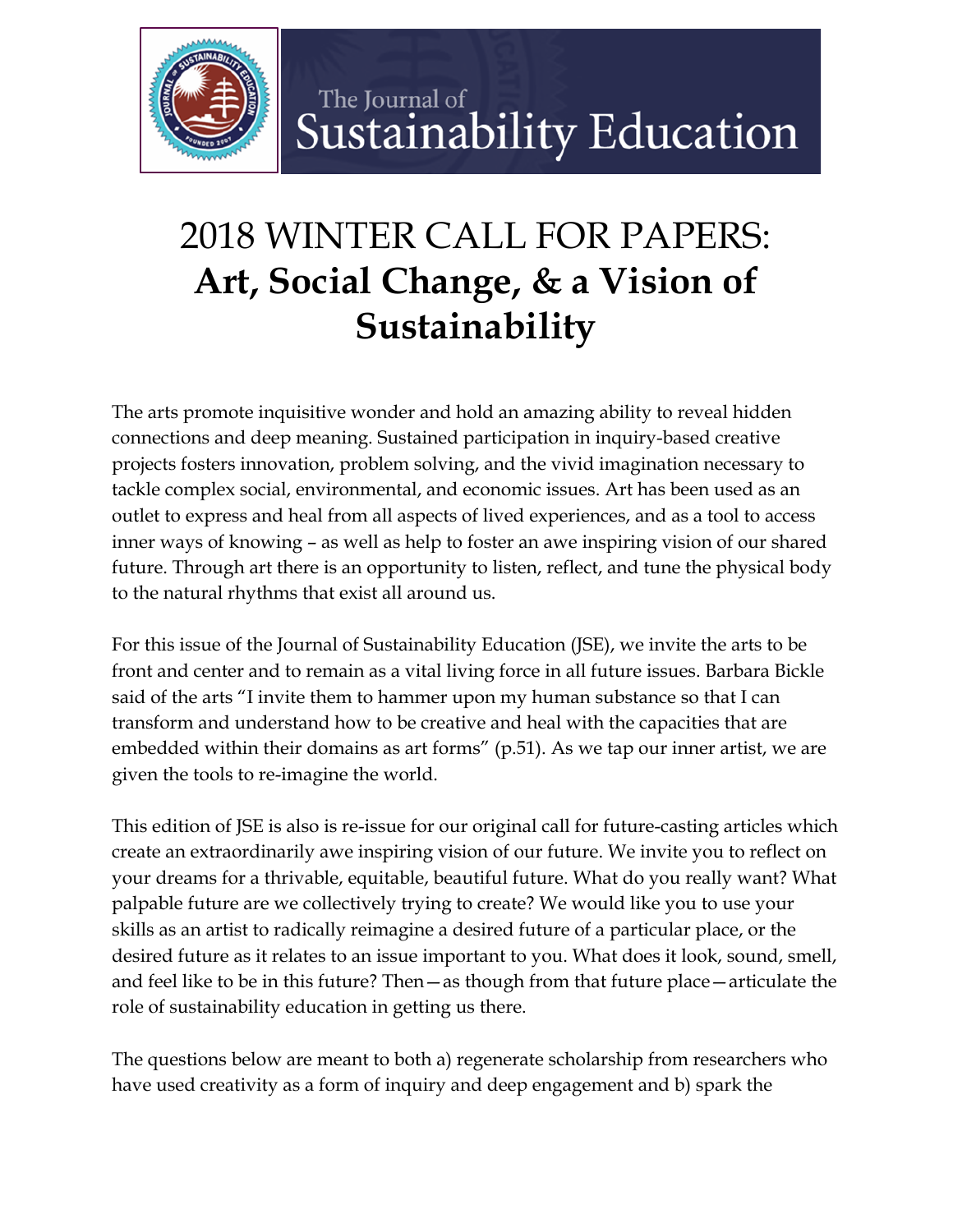The Journal of
Sustainability Education

# 2018 WINTER CALL FOR PAPERS: **Art, Social Change, & a Vision of Sustainability**

The arts promote inquisitive wonder and hold an amazing ability to reveal hidden connections and deep meaning. Sustained participation in inquiry-based creative projects fosters innovation, problem solving, and the vivid imagination necessary to tackle complex social, environmental, and economic issues. Art has been used as an outlet to express and heal from all aspects of lived experiences, and as a tool to access inner ways of knowing – as well as help to foster an awe inspiring vision of our shared future. Through art there is an opportunity to listen, reflect, and tune the physical body to the natural rhythms that exist all around us.

For this issue of the Journal of Sustainability Education (JSE), we invite the arts to be front and center and to remain as a vital living force in all future issues. Barbara Bickle said of the arts "I invite them to hammer upon my human substance so that I can transform and understand how to be creative and heal with the capacities that are embedded within their domains as art forms" (p.51). As we tap our inner artist, we are given the tools to re-imagine the world.

This edition of JSE is also is re-issue for our original call for future-casting articles which create an extraordinarily awe inspiring vision of our future. We invite you to reflect on your dreams for a thrivable, equitable, beautiful future. What do you really want? What palpable future are we collectively trying to create? We would like you to use your skills as an artist to radically reimagine a desired future of a particular place, or the desired future as it relates to an issue important to you. What does it look, sound, smell, and feel like to be in this future? Then—as though from that future place—articulate the role of sustainability education in getting us there.

The questions below are meant to both a) regenerate scholarship from researchers who have used creativity as a form of inquiry and deep engagement and b) spark the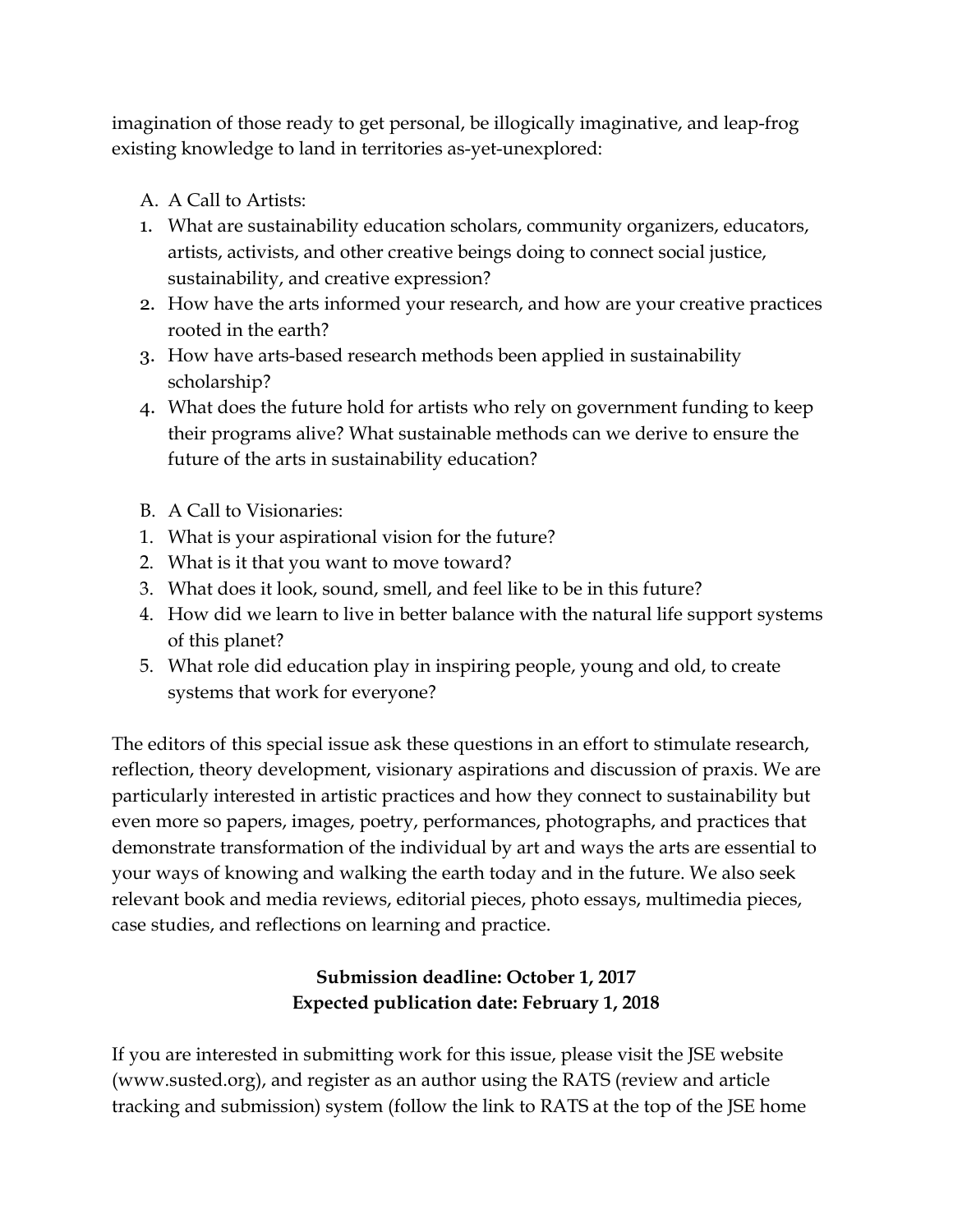imagination of those ready to get personal, be illogically imaginative, and leap-frog existing knowledge to land in territories as-yet-unexplored:

A. A Call to Artists:

1. What are sustainability education scholars, community organizers, educators, artists, activists, and other creative beings doing to connect social justice, sustainability, and creative expression?
2. How have the arts informed your research, and how are your creative practices rooted in the earth?
3. How have arts-based research methods been applied in sustainability scholarship?
4. What does the future hold for artists who rely on government funding to keep their programs alive? What sustainable methods can we derive to ensure the future of the arts in sustainability education?

B. A Call to Visionaries:

1. What is your aspirational vision for the future?
2. What is it that you want to move toward?
3. What does it look, sound, smell, and feel like to be in this future?
4. How did we learn to live in better balance with the natural life support systems of this planet?
5. What role did education play in inspiring people, young and old, to create systems that work for everyone?

The editors of this special issue ask these questions in an effort to stimulate research, reflection, theory development, visionary aspirations and discussion of praxis. We are particularly interested in artistic practices and how they connect to sustainability but even more so papers, images, poetry, performances, photographs, and practices that demonstrate transformation of the individual by art and ways the arts are essential to your ways of knowing and walking the earth today and in the future. We also seek relevant book and media reviews, editorial pieces, photo essays, multimedia pieces, case studies, and reflections on learning and practice.

**Submission deadline: October 1, 2017**
**Expected publication date: February 1, 2018**

If you are interested in submitting work for this issue, please visit the JSE website (www.susted.org), and register as an author using the RATS (review and article tracking and submission) system (follow the link to RATS at the top of the JSE home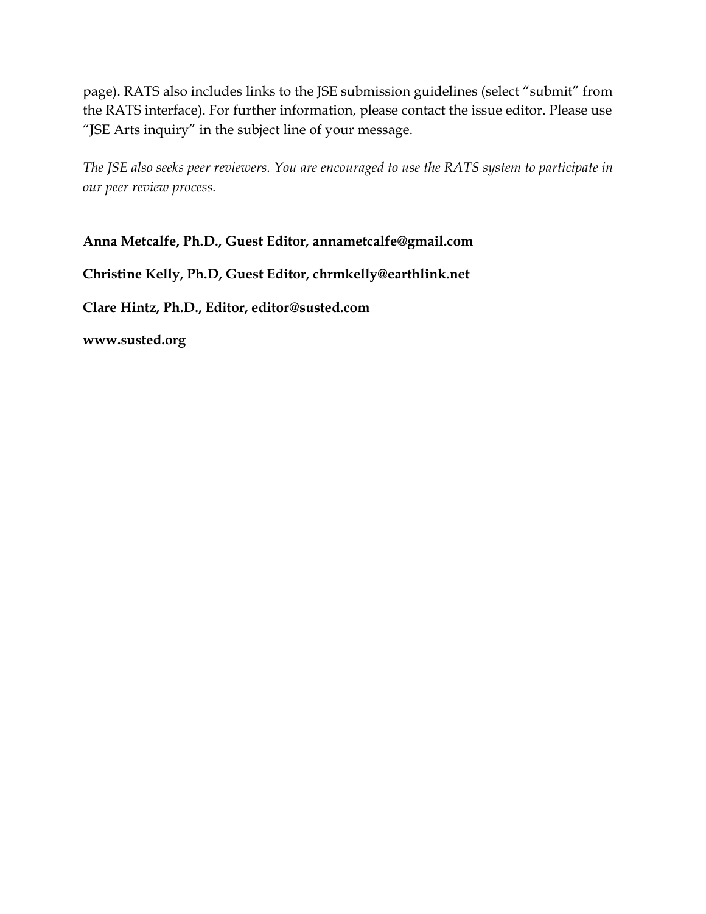page). RATS also includes links to the JSE submission guidelines (select "submit" from the RATS interface). For further information, please contact the issue editor. Please use "JSE Arts inquiry" in the subject line of your message.

*The JSE also seeks peer reviewers. You are encouraged to use the RATS system to participate in our peer review process.*

**Anna Metcalfe, Ph.D., Guest Editor, annametcalfe@gmail.com**

**Christine Kelly, Ph.D, Guest Editor, chrmkelly@earthlink.net**

**Clare Hintz, Ph.D., Editor, editor@susted.com**

**www.susted.org**